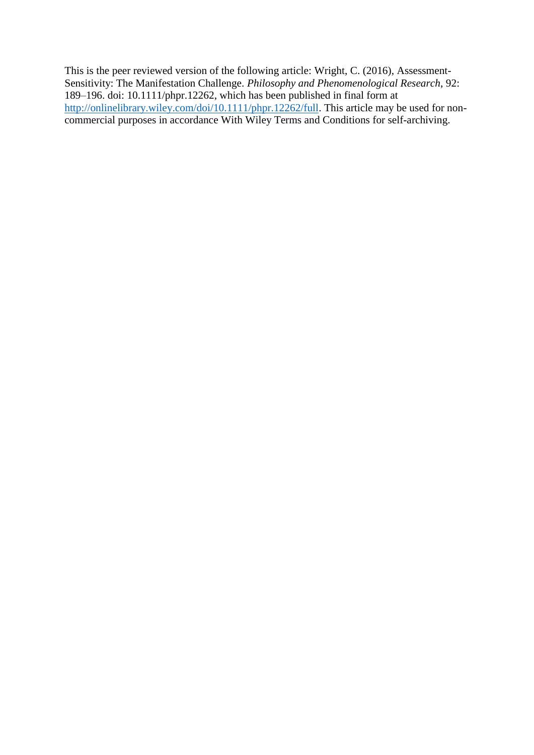This is the peer reviewed version of the following article: Wright, C. (2016), Assessment-Sensitivity: The Manifestation Challenge. *Philosophy and Phenomenological Research*, 92: 189–196. doi: 10.1111/phpr.12262, which has been published in final form at [http://onlinelibrary.wiley.com/doi/10.1111/phpr.12262/full](http://onlinelibrary.wiley.com/doi/10.1111/phpr.12262/full). This article may be used for non-commercial purposes in accordance With Wiley Terms and Conditions for self-archiving.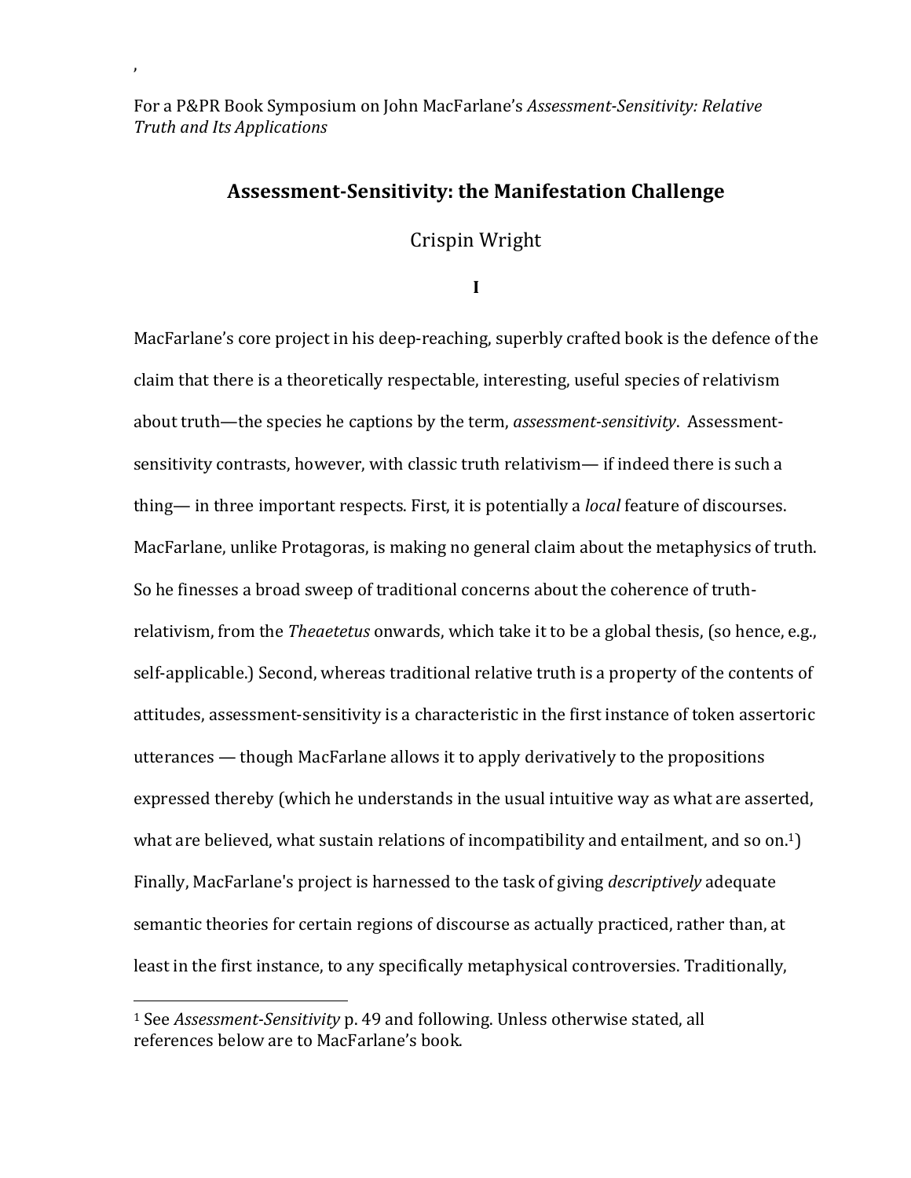,

For a P&PR Book Symposium on John MacFarlane's *Assessment-Sensitivity: Relative Truth and Its Applications*

# Assessment-Sensitivity: the Manifestation Challenge

Crispin Wright

## I

MacFarlane's core project in his deep-reaching, superbly crafted book is the defence of the claim that there is a theoretically respectable, interesting, useful species of relativism about truth—the species he captions by the term, *assessment-sensitivity*. Assessment-sensitivity contrasts, however, with classic truth relativism— if indeed there is such a thing— in three important respects. First, it is potentially a *local* feature of discourses. MacFarlane, unlike Protagoras, is making no general claim about the metaphysics of truth. So he finesses a broad sweep of traditional concerns about the coherence of truth-relativism, from the *Theaetetus* onwards, which take it to be a global thesis, (so hence, e.g., self-applicable.) Second, whereas traditional relative truth is a property of the contents of attitudes, assessment-sensitivity is a characteristic in the first instance of token assertoric utterances — though MacFarlane allows it to apply derivatively to the propositions expressed thereby (which he understands in the usual intuitive way as what are asserted, what are believed, what sustain relations of incompatibility and entailment, and so on.[1]) Finally, MacFarlane's project is harnessed to the task of giving *descriptively* adequate semantic theories for certain regions of discourse as actually practiced, rather than, at least in the first instance, to any specifically metaphysical controversies. Traditionally,

[1] See *Assessment-Sensitivity* p. 49 and following. Unless otherwise stated, all references below are to MacFarlane's book.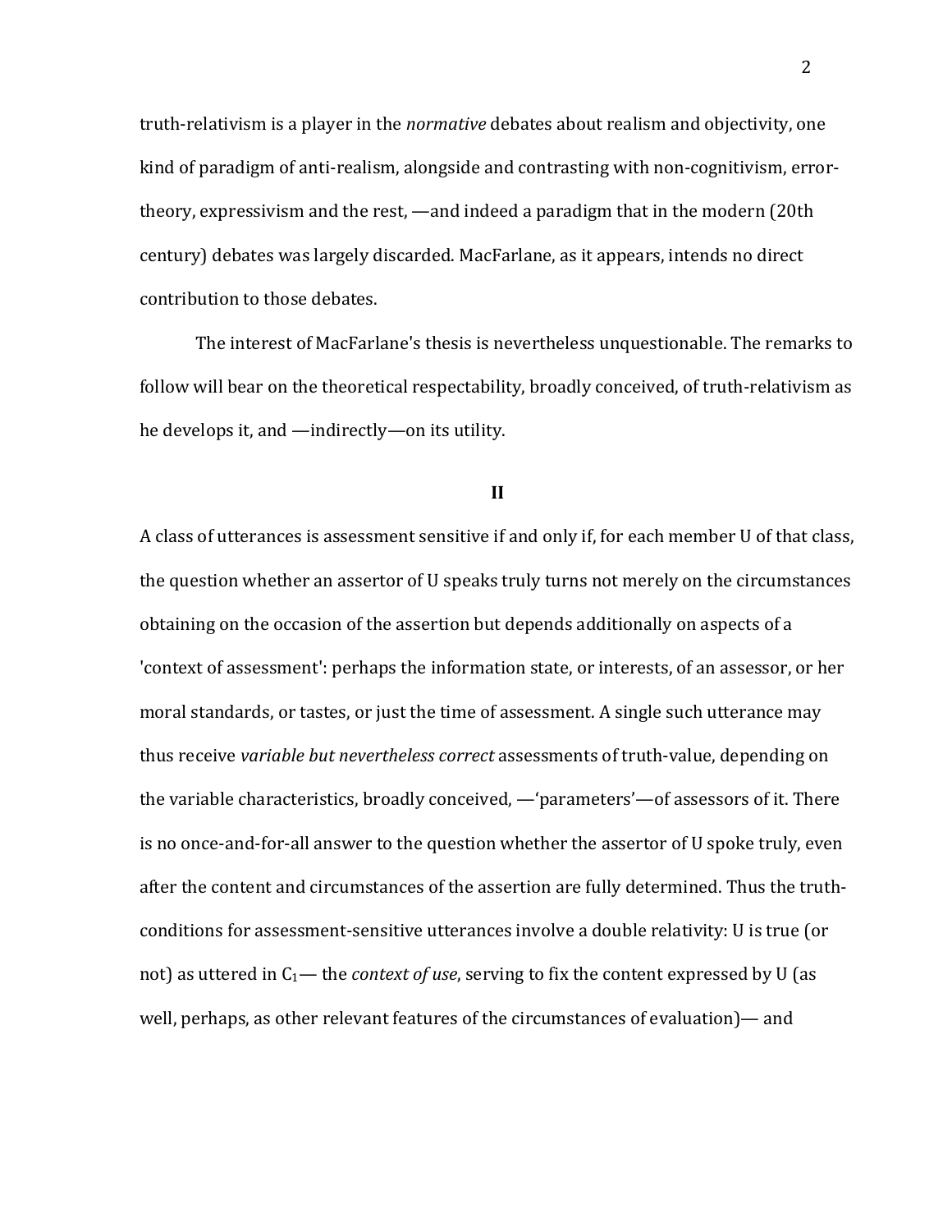truth-relativism is a player in the *normative* debates about realism and objectivity, one kind of paradigm of anti-realism, alongside and contrasting with non-cognitivism, error-theory, expressivism and the rest, —and indeed a paradigm that in the modern (20th century) debates was largely discarded. MacFarlane, as it appears, intends no direct contribution to those debates.

The interest of MacFarlane's thesis is nevertheless unquestionable. The remarks to follow will bear on the theoretical respectability, broadly conceived, of truth-relativism as he develops it, and —indirectly—on its utility.

## II

A class of utterances is assessment sensitive if and only if, for each member U of that class, the question whether an assertor of U speaks truly turns not merely on the circumstances obtaining on the occasion of the assertion but depends additionally on aspects of a 'context of assessment': perhaps the information state, or interests, of an assessor, or her moral standards, or tastes, or just the time of assessment. A single such utterance may thus receive *variable but nevertheless correct* assessments of truth-value, depending on the variable characteristics, broadly conceived, —'parameters'—of assessors of it. There is no once-and-for-all answer to the question whether the assertor of U spoke truly, even after the content and circumstances of the assertion are fully determined. Thus the truth-conditions for assessment-sensitive utterances involve a double relativity: U is true (or not) as uttered in $C_1$— the *context of use*, serving to fix the content expressed by U (as well, perhaps, as other relevant features of the circumstances of evaluation)— and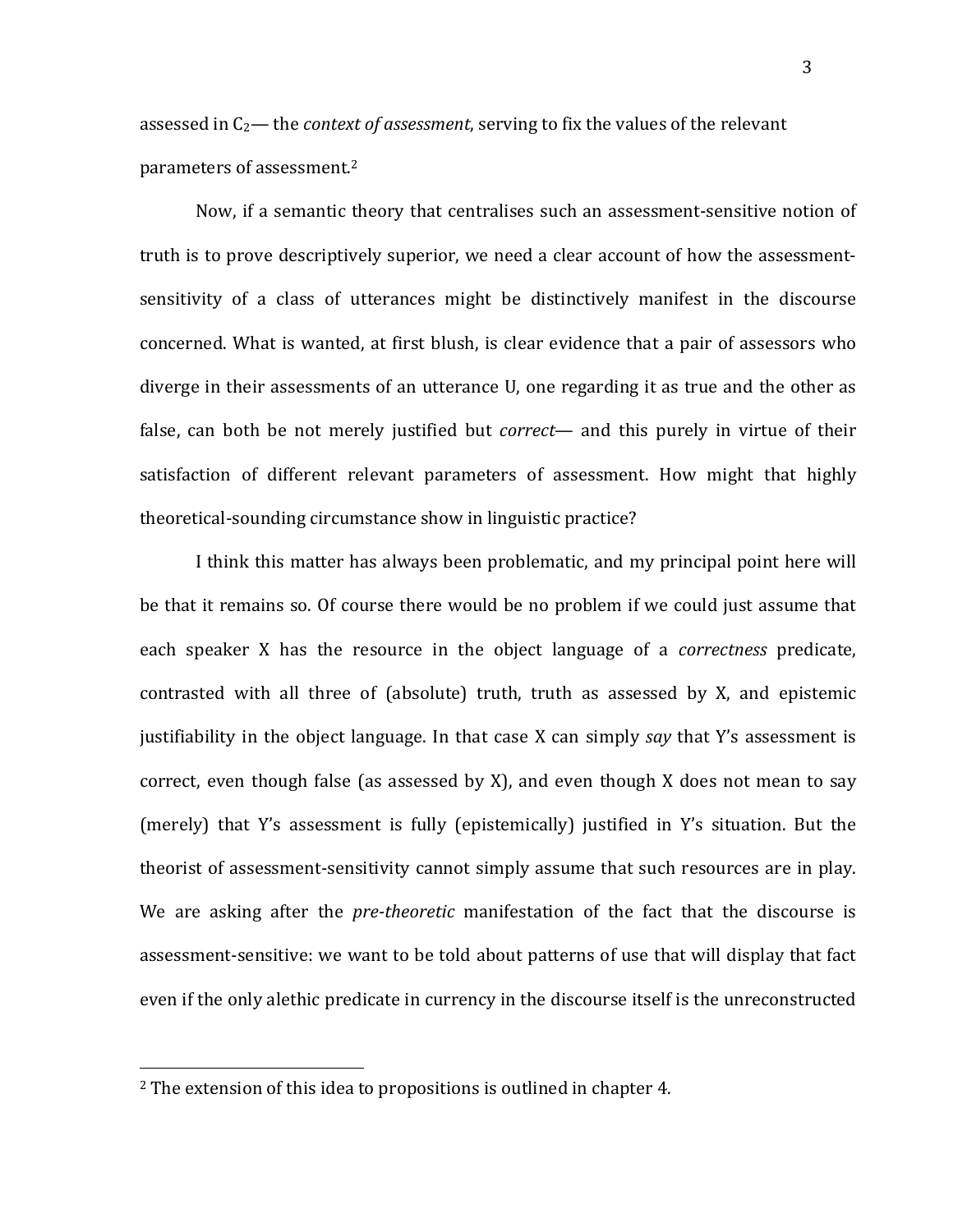assessed in $C_2$— the *context of assessment*, serving to fix the values of the relevant parameters of assessment.[2]

Now, if a semantic theory that centralises such an assessment-sensitive notion of truth is to prove descriptively superior, we need a clear account of how the assessment-sensitivity of a class of utterances might be distinctively manifest in the discourse concerned. What is wanted, at first blush, is clear evidence that a pair of assessors who diverge in their assessments of an utterance U, one regarding it as true and the other as false, can both be not merely justified but *correct*— and this purely in virtue of their satisfaction of different relevant parameters of assessment. How might that highly theoretical-sounding circumstance show in linguistic practice?

I think this matter has always been problematic, and my principal point here will be that it remains so. Of course there would be no problem if we could just assume that each speaker X has the resource in the object language of a *correctness* predicate, contrasted with all three of (absolute) truth, truth as assessed by X, and epistemic justifiability in the object language. In that case X can simply *say* that Y's assessment is correct, even though false (as assessed by X), and even though X does not mean to say (merely) that Y's assessment is fully (epistemically) justified in Y's situation. But the theorist of assessment-sensitivity cannot simply assume that such resources are in play. We are asking after the *pre-theoretic* manifestation of the fact that the discourse is assessment-sensitive: we want to be told about patterns of use that will display that fact even if the only alethic predicate in currency in the discourse itself is the unreconstructed

---

[2] The extension of this idea to propositions is outlined in chapter 4.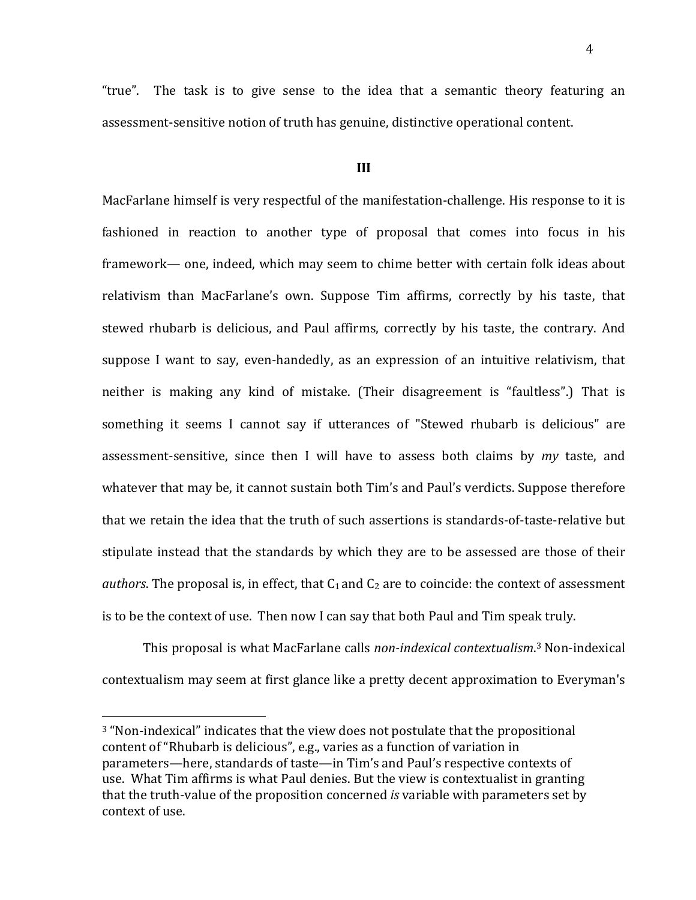"true". The task is to give sense to the idea that a semantic theory featuring an assessment-sensitive notion of truth has genuine, distinctive operational content.

## III

MacFarlane himself is very respectful of the manifestation-challenge. His response to it is fashioned in reaction to another type of proposal that comes into focus in his framework— one, indeed, which may seem to chime better with certain folk ideas about relativism than MacFarlane's own. Suppose Tim affirms, correctly by his taste, that stewed rhubarb is delicious, and Paul affirms, correctly by his taste, the contrary. And suppose I want to say, even-handedly, as an expression of an intuitive relativism, that neither is making any kind of mistake. (Their disagreement is "faultless".) That is something it seems I cannot say if utterances of "Stewed rhubarb is delicious" are assessment-sensitive, since then I will have to assess both claims by *my* taste, and whatever that may be, it cannot sustain both Tim's and Paul's verdicts. Suppose therefore that we retain the idea that the truth of such assertions is standards-of-taste-relative but stipulate instead that the standards by which they are to be assessed are those of their *authors*. The proposal is, in effect, that $C_1$ and $C_2$ are to coincide: the context of assessment is to be the context of use. Then now I can say that both Paul and Tim speak truly.

This proposal is what MacFarlane calls *non-indexical contextualism*.[3] Non-indexical contextualism may seem at first glance like a pretty decent approximation to Everyman's

[3] "Non-indexical" indicates that the view does not postulate that the propositional content of "Rhubarb is delicious", e.g., varies as a function of variation in parameters—here, standards of taste—in Tim's and Paul's respective contexts of use. What Tim affirms is what Paul denies. But the view is contextualist in granting that the truth-value of the proposition concerned *is* variable with parameters set by context of use.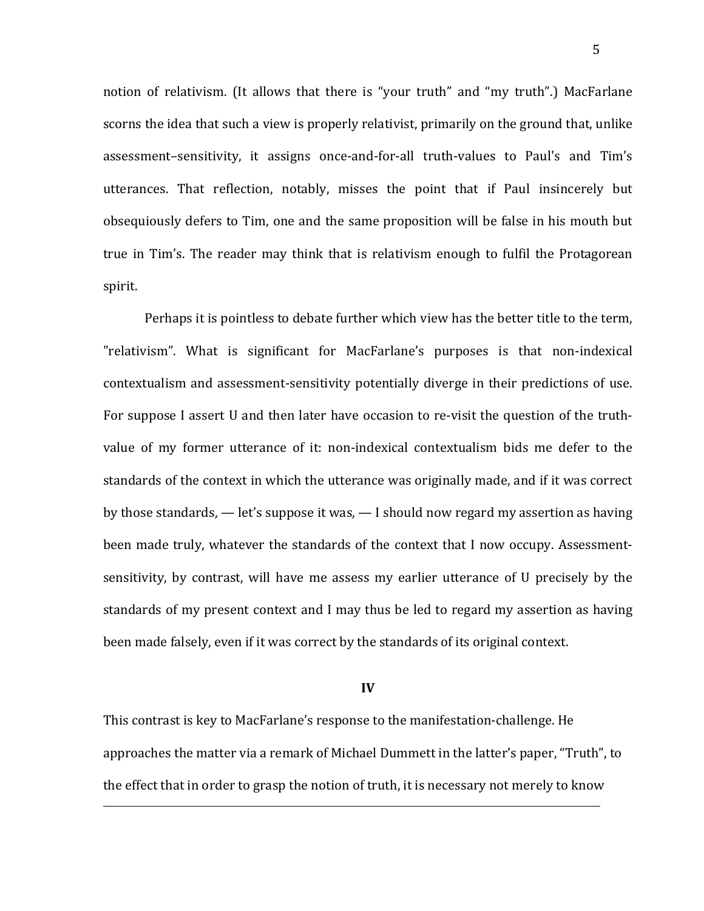notion of relativism. (It allows that there is “your truth” and “my truth”.) MacFarlane scorns the idea that such a view is properly relativist, primarily on the ground that, unlike assessment–sensitivity, it assigns once-and-for-all truth-values to Paul's and Tim’s utterances. That reflection, notably, misses the point that if Paul insincerely but obsequiously defers to Tim, one and the same proposition will be false in his mouth but true in Tim’s. The reader may think that is relativism enough to fulfil the Protagorean spirit.

Perhaps it is pointless to debate further which view has the better title to the term, "relativism”. What is significant for MacFarlane’s purposes is that non-indexical contextualism and assessment-sensitivity potentially diverge in their predictions of use. For suppose I assert U and then later have occasion to re-visit the question of the truth-value of my former utterance of it: non-indexical contextualism bids me defer to the standards of the context in which the utterance was originally made, and if it was correct by those standards, — let’s suppose it was, — I should now regard my assertion as having been made truly, whatever the standards of the context that I now occupy. Assessment-sensitivity, by contrast, will have me assess my earlier utterance of U precisely by the standards of my present context and I may thus be led to regard my assertion as having been made falsely, even if it was correct by the standards of its original context.

## IV

This contrast is key to MacFarlane’s response to the manifestation-challenge. He approaches the matter via a remark of Michael Dummett in the latter’s paper, “Truth”, to the effect that in order to grasp the notion of truth, it is necessary not merely to know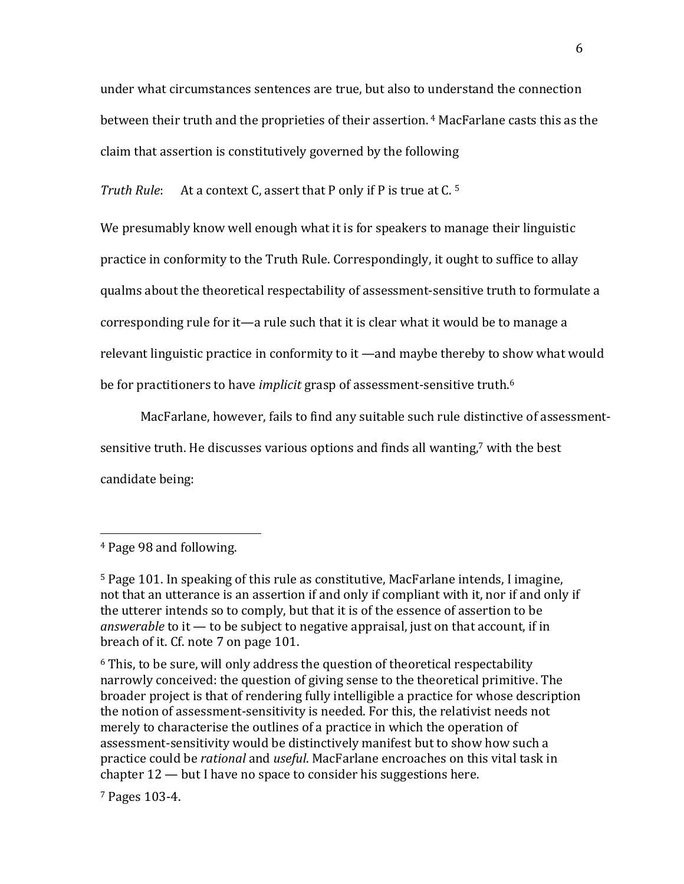under what circumstances sentences are true, but also to understand the connection between their truth and the proprieties of their assertion. [4] MacFarlane casts this as the claim that assertion is constitutively governed by the following

*Truth Rule*: At a context C, assert that P only if P is true at C. [5]

We presumably know well enough what it is for speakers to manage their linguistic practice in conformity to the Truth Rule. Correspondingly, it ought to suffice to allay qualms about the theoretical respectability of assessment-sensitive truth to formulate a corresponding rule for it—a rule such that it is clear what it would be to manage a relevant linguistic practice in conformity to it —and maybe thereby to show what would be for practitioners to have *implicit* grasp of assessment-sensitive truth.[6]

MacFarlane, however, fails to find any suitable such rule distinctive of assessment-sensitive truth. He discusses various options and finds all wanting,[7] with the best candidate being:

---

[4] Page 98 and following.

[5] Page 101. In speaking of this rule as constitutive, MacFarlane intends, I imagine, not that an utterance is an assertion if and only if compliant with it, nor if and only if the utterer intends so to comply, but that it is of the essence of assertion to be *answerable* to it — to be subject to negative appraisal, just on that account, if in breach of it. Cf. note 7 on page 101.

[6] This, to be sure, will only address the question of theoretical respectability narrowly conceived: the question of giving sense to the theoretical primitive. The broader project is that of rendering fully intelligible a practice for whose description the notion of assessment-sensitivity is needed. For this, the relativist needs not merely to characterise the outlines of a practice in which the operation of assessment-sensitivity would be distinctively manifest but to show how such a practice could be *rational* and *useful*. MacFarlane encroaches on this vital task in chapter 12 — but I have no space to consider his suggestions here.

[7] Pages 103-4.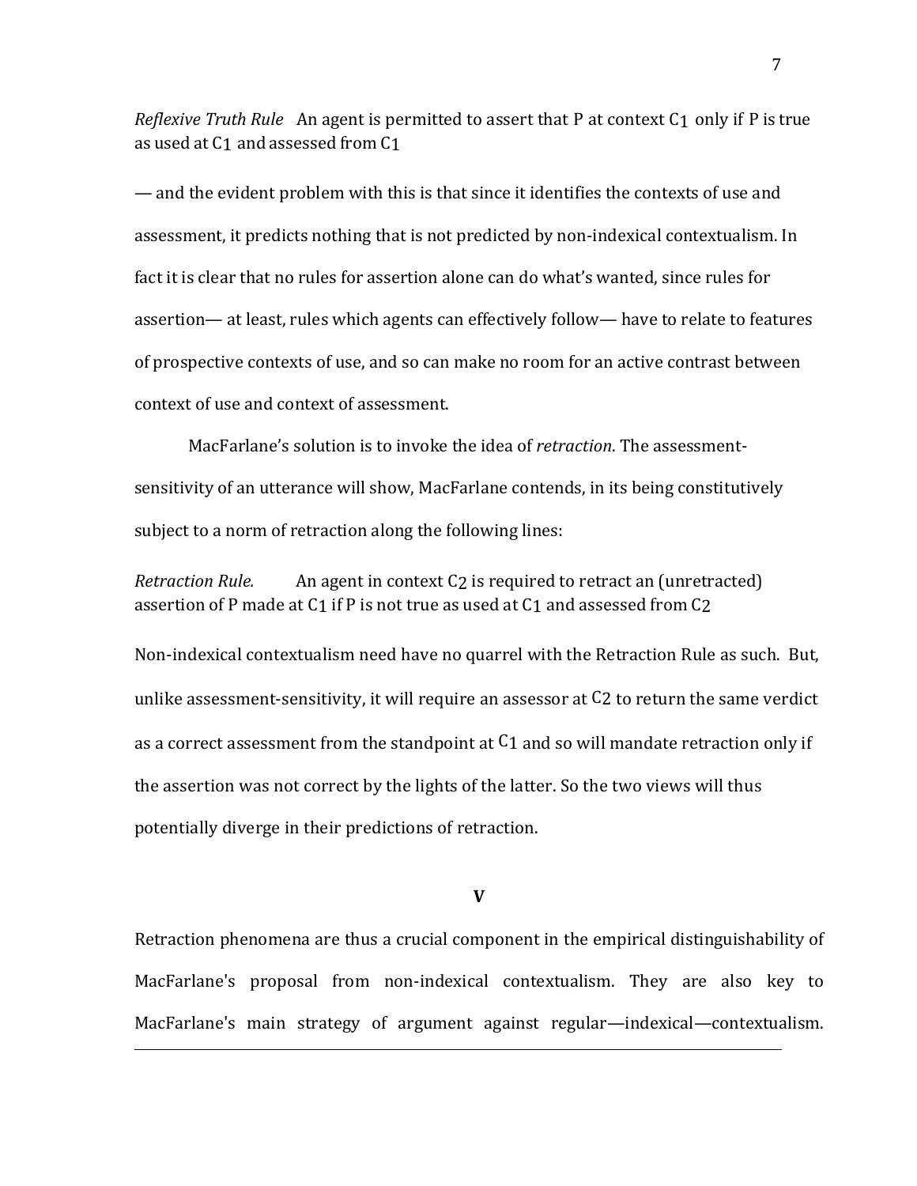*Reflexive Truth Rule* An agent is permitted to assert that P at context $C_1$ only if P is true as used at $C_1$ and assessed from $C_1$

— and the evident problem with this is that since it identifies the contexts of use and assessment, it predicts nothing that is not predicted by non-indexical contextualism. In fact it is clear that no rules for assertion alone can do what's wanted, since rules for assertion— at least, rules which agents can effectively follow— have to relate to features of prospective contexts of use, and so can make no room for an active contrast between context of use and context of assessment.

MacFarlane's solution is to invoke the idea of *retraction*. The assessment-sensitivity of an utterance will show, MacFarlane contends, in its being constitutively subject to a norm of retraction along the following lines:

*Retraction Rule.* An agent in context $C_2$ is required to retract an (unretracted) assertion of P made at $C_1$ if P is not true as used at $C_1$ and assessed from $C_2$

Non-indexical contextualism need have no quarrel with the Retraction Rule as such. But, unlike assessment-sensitivity, it will require an assessor at $C_2$ to return the same verdict as a correct assessment from the standpoint at $C_1$ and so will mandate retraction only if the assertion was not correct by the lights of the latter. So the two views will thus potentially diverge in their predictions of retraction.

## V

Retraction phenomena are thus a crucial component in the empirical distinguishability of MacFarlane's proposal from non-indexical contextualism. They are also key to MacFarlane's main strategy of argument against regular—indexical—contextualism.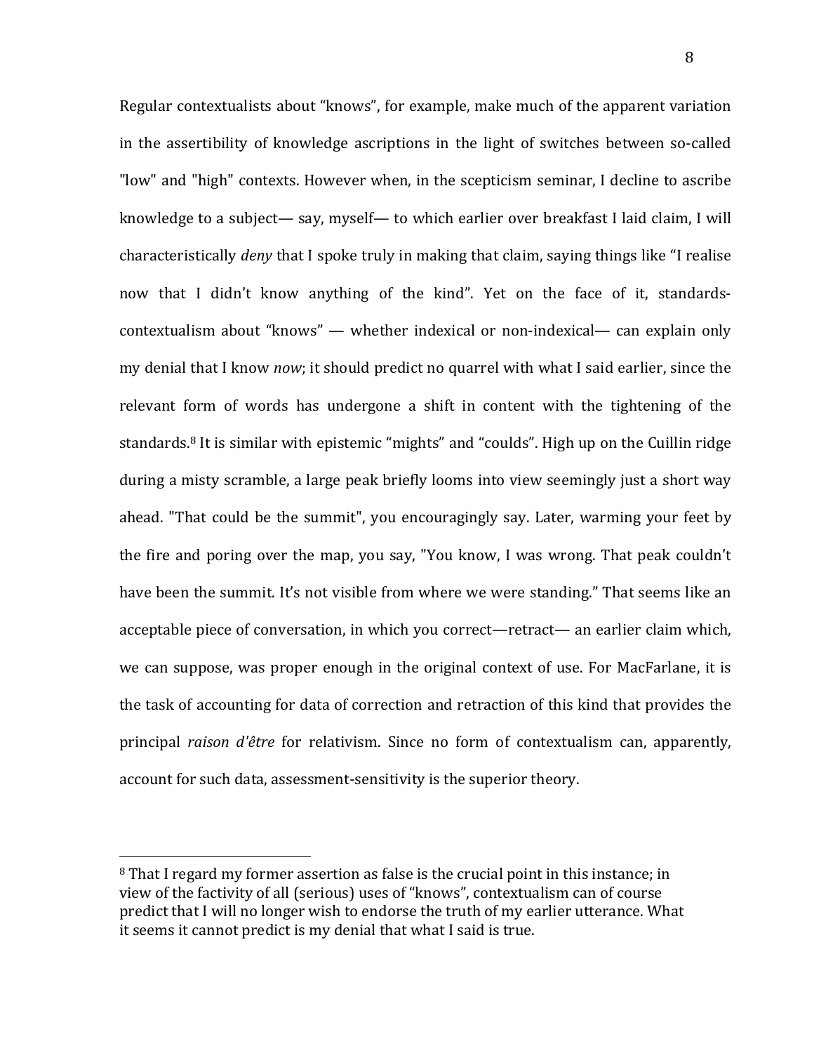Regular contextualists about “knows”, for example, make much of the apparent variation in the assertibility of knowledge ascriptions in the light of switches between so-called "low" and "high" contexts. However when, in the scepticism seminar, I decline to ascribe knowledge to a subject— say, myself— to which earlier over breakfast I laid claim, I will characteristically *deny* that I spoke truly in making that claim, saying things like “I realise now that I didn’t know anything of the kind”. Yet on the face of it, standards-contextualism about “knows” — whether indexical or non-indexical— can explain only my denial that I know *now*; it should predict no quarrel with what I said earlier, since the relevant form of words has undergone a shift in content with the tightening of the standards.[8] It is similar with epistemic “mights” and “coulds”. High up on the Cuillin ridge during a misty scramble, a large peak briefly looms into view seemingly just a short way ahead. "That could be the summit", you encouragingly say. Later, warming your feet by the fire and poring over the map, you say, "You know, I was wrong. That peak couldn't have been the summit. It’s not visible from where we were standing.” That seems like an acceptable piece of conversation, in which you correct—retract— an earlier claim which, we can suppose, was proper enough in the original context of use. For MacFarlane, it is the task of accounting for data of correction and retraction of this kind that provides the principal *raison d'être* for relativism. Since no form of contextualism can, apparently, account for such data, assessment-sensitivity is the superior theory.

---

[8] That I regard my former assertion as false is the crucial point in this instance; in view of the factivity of all (serious) uses of “knows”, contextualism can of course predict that I will no longer wish to endorse the truth of my earlier utterance. What it seems it cannot predict is my denial that what I said is true.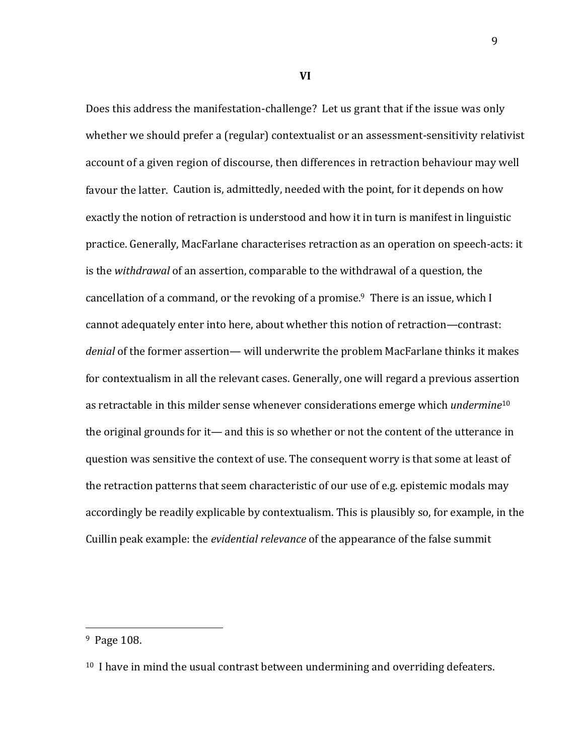**VI**

Does this address the manifestation-challenge? Let us grant that if the issue was only whether we should prefer a (regular) contextualist or an assessment-sensitivity relativist account of a given region of discourse, then differences in retraction behaviour may well favour the latter. Caution is, admittedly, needed with the point, for it depends on how exactly the notion of retraction is understood and how it in turn is manifest in linguistic practice. Generally, MacFarlane characterises retraction as an operation on speech-acts: it is the *withdrawal* of an assertion, comparable to the withdrawal of a question, the cancellation of a command, or the revoking of a promise.[9] There is an issue, which I cannot adequately enter into here, about whether this notion of retraction—contrast: *denial* of the former assertion— will underwrite the problem MacFarlane thinks it makes for contextualism in all the relevant cases. Generally, one will regard a previous assertion as retractable in this milder sense whenever considerations emerge which *undermine*[10] the original grounds for it— and this is so whether or not the content of the utterance in question was sensitive the context of use. The consequent worry is that some at least of the retraction patterns that seem characteristic of our use of e.g. epistemic modals may accordingly be readily explicable by contextualism. This is plausibly so, for example, in the Cuillin peak example: the *evidential relevance* of the appearance of the false summit

---

[9] Page 108.

[10] I have in mind the usual contrast between undermining and overriding defeaters.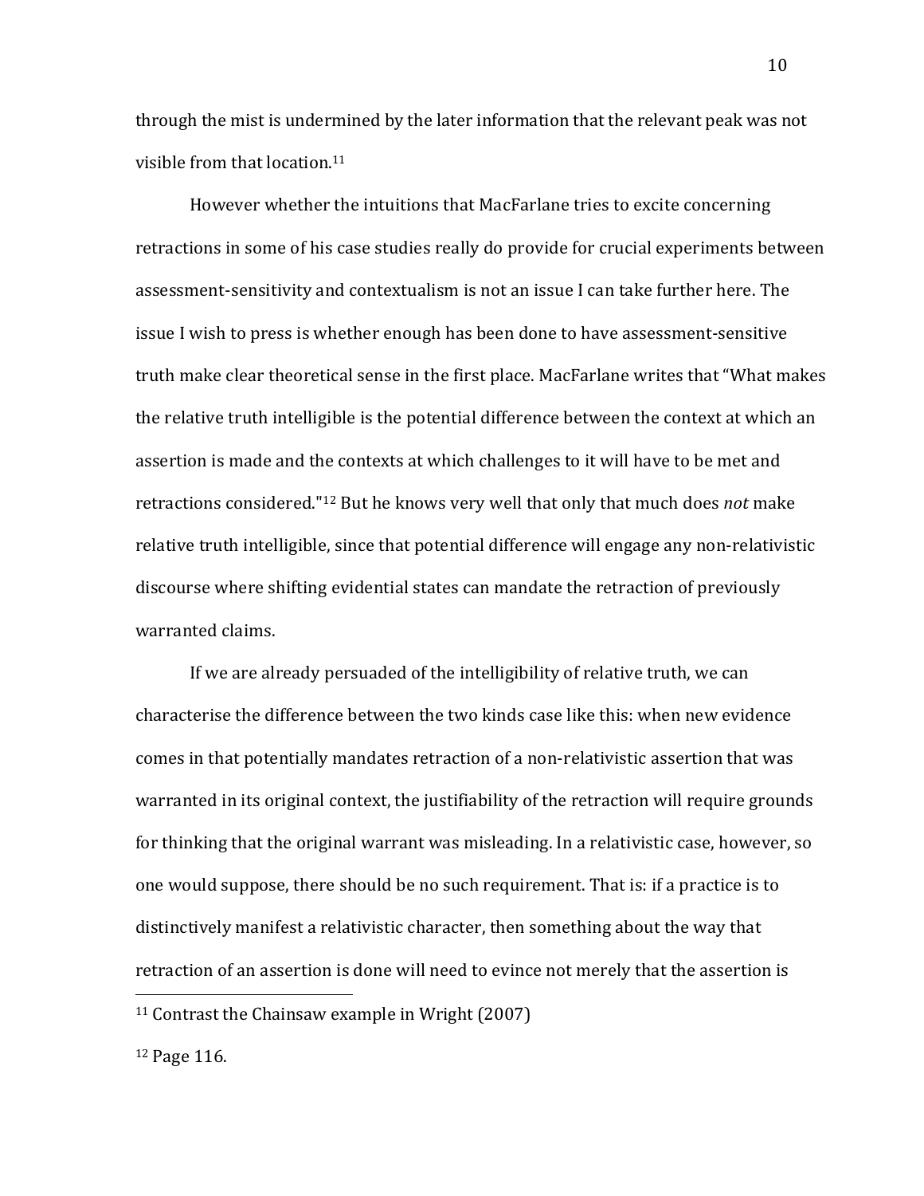through the mist is undermined by the later information that the relevant peak was not visible from that location.[11]

However whether the intuitions that MacFarlane tries to excite concerning retractions in some of his case studies really do provide for crucial experiments between assessment-sensitivity and contextualism is not an issue I can take further here. The issue I wish to press is whether enough has been done to have assessment-sensitive truth make clear theoretical sense in the first place. MacFarlane writes that "What makes the relative truth intelligible is the potential difference between the context at which an assertion is made and the contexts at which challenges to it will have to be met and retractions considered."[12] But he knows very well that only that much does *not* make relative truth intelligible, since that potential difference will engage any non-relativistic discourse where shifting evidential states can mandate the retraction of previously warranted claims.

If we are already persuaded of the intelligibility of relative truth, we can characterise the difference between the two kinds case like this: when new evidence comes in that potentially mandates retraction of a non-relativistic assertion that was warranted in its original context, the justifiability of the retraction will require grounds for thinking that the original warrant was misleading. In a relativistic case, however, so one would suppose, there should be no such requirement. That is: if a practice is to distinctively manifest a relativistic character, then something about the way that retraction of an assertion is done will need to evince not merely that the assertion is

[11] Contrast the Chainsaw example in Wright (2007)

[12] Page 116.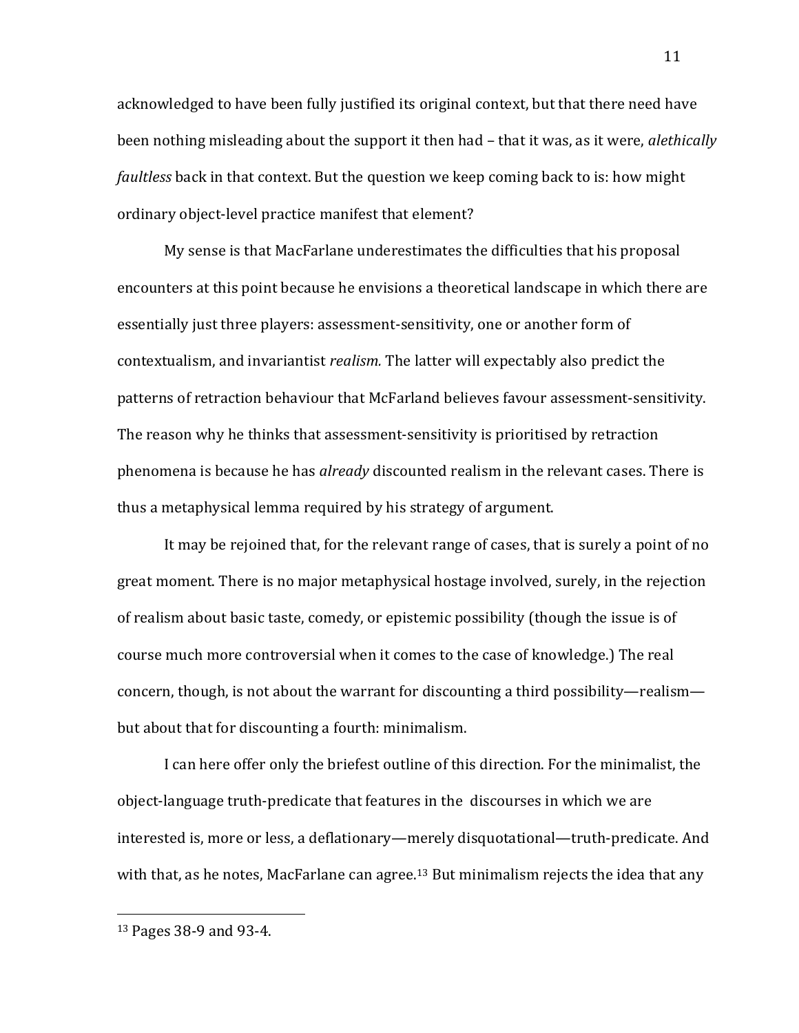acknowledged to have been fully justified its original context, but that there need have been nothing misleading about the support it then had – that it was, as it were, *alethically faultless* back in that context. But the question we keep coming back to is: how might ordinary object-level practice manifest that element?

My sense is that MacFarlane underestimates the difficulties that his proposal encounters at this point because he envisions a theoretical landscape in which there are essentially just three players: assessment-sensitivity, one or another form of contextualism, and invariantist *realism.* The latter will expectably also predict the patterns of retraction behaviour that McFarland believes favour assessment-sensitivity. The reason why he thinks that assessment-sensitivity is prioritised by retraction phenomena is because he has *already* discounted realism in the relevant cases. There is thus a metaphysical lemma required by his strategy of argument.

It may be rejoined that, for the relevant range of cases, that is surely a point of no great moment. There is no major metaphysical hostage involved, surely, in the rejection of realism about basic taste, comedy, or epistemic possibility (though the issue is of course much more controversial when it comes to the case of knowledge.) The real concern, though, is not about the warrant for discounting a third possibility—realism—but about that for discounting a fourth: minimalism.

I can here offer only the briefest outline of this direction. For the minimalist, the object-language truth-predicate that features in the discourses in which we are interested is, more or less, a deflationary—merely disquotational—truth-predicate. And with that, as he notes, MacFarlane can agree.[13] But minimalism rejects the idea that any

[13] Pages 38-9 and 93-4.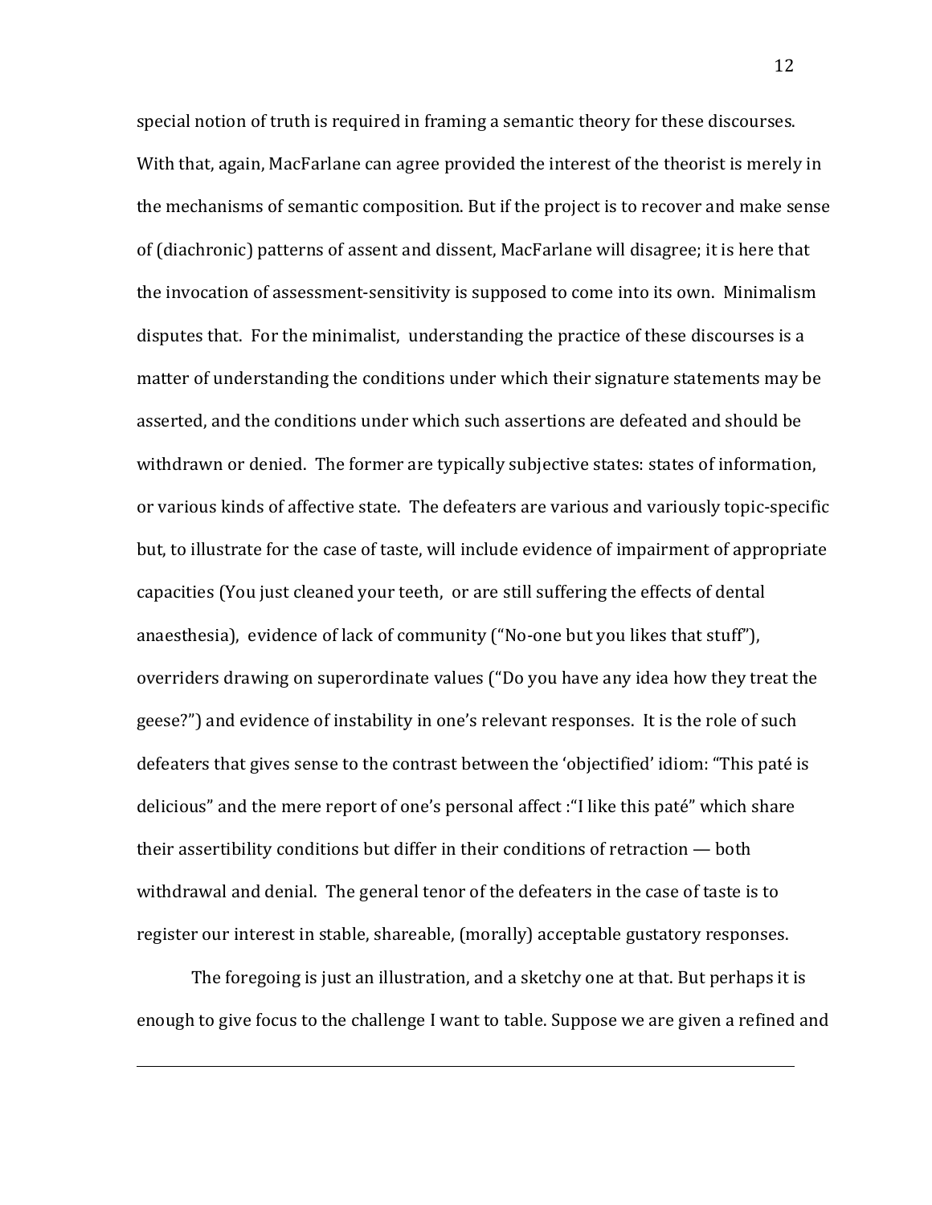special notion of truth is required in framing a semantic theory for these discourses. With that, again, MacFarlane can agree provided the interest of the theorist is merely in the mechanisms of semantic composition. But if the project is to recover and make sense of (diachronic) patterns of assent and dissent, MacFarlane will disagree; it is here that the invocation of assessment-sensitivity is supposed to come into its own. Minimalism disputes that. For the minimalist, understanding the practice of these discourses is a matter of understanding the conditions under which their signature statements may be asserted, and the conditions under which such assertions are defeated and should be withdrawn or denied. The former are typically subjective states: states of information, or various kinds of affective state. The defeaters are various and variously topic-specific but, to illustrate for the case of taste, will include evidence of impairment of appropriate capacities (You just cleaned your teeth, or are still suffering the effects of dental anaesthesia), evidence of lack of community ("No-one but you likes that stuff"), overriders drawing on superordinate values ("Do you have any idea how they treat the geese?") and evidence of instability in one's relevant responses. It is the role of such defeaters that gives sense to the contrast between the 'objectified' idiom: "This paté is delicious" and the mere report of one's personal affect :"I like this paté" which share their assertibility conditions but differ in their conditions of retraction — both withdrawal and denial. The general tenor of the defeaters in the case of taste is to register our interest in stable, shareable, (morally) acceptable gustatory responses.

The foregoing is just an illustration, and a sketchy one at that. But perhaps it is enough to give focus to the challenge I want to table. Suppose we are given a refined and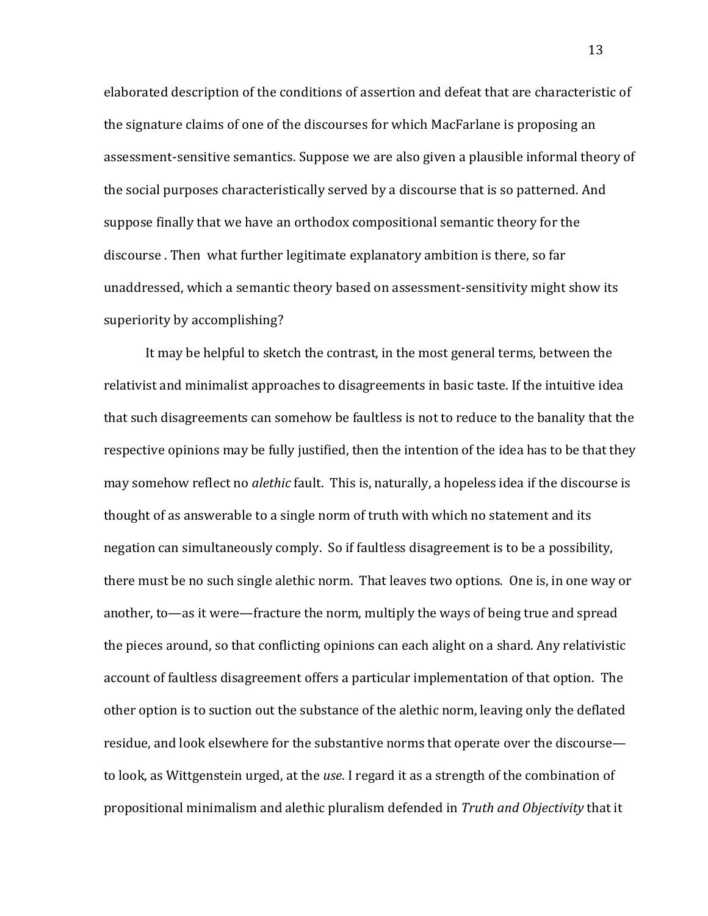elaborated description of the conditions of assertion and defeat that are characteristic of the signature claims of one of the discourses for which MacFarlane is proposing an assessment-sensitive semantics. Suppose we are also given a plausible informal theory of the social purposes characteristically served by a discourse that is so patterned. And suppose finally that we have an orthodox compositional semantic theory for the discourse . Then what further legitimate explanatory ambition is there, so far unaddressed, which a semantic theory based on assessment-sensitivity might show its superiority by accomplishing?

It may be helpful to sketch the contrast, in the most general terms, between the relativist and minimalist approaches to disagreements in basic taste. If the intuitive idea that such disagreements can somehow be faultless is not to reduce to the banality that the respective opinions may be fully justified, then the intention of the idea has to be that they may somehow reflect no *alethic* fault. This is, naturally, a hopeless idea if the discourse is thought of as answerable to a single norm of truth with which no statement and its negation can simultaneously comply. So if faultless disagreement is to be a possibility, there must be no such single alethic norm. That leaves two options. One is, in one way or another, to—as it were—fracture the norm, multiply the ways of being true and spread the pieces around, so that conflicting opinions can each alight on a shard. Any relativistic account of faultless disagreement offers a particular implementation of that option. The other option is to suction out the substance of the alethic norm, leaving only the deflated residue, and look elsewhere for the substantive norms that operate over the discourse—to look, as Wittgenstein urged, at the *use*. I regard it as a strength of the combination of propositional minimalism and alethic pluralism defended in *Truth and Objectivity* that it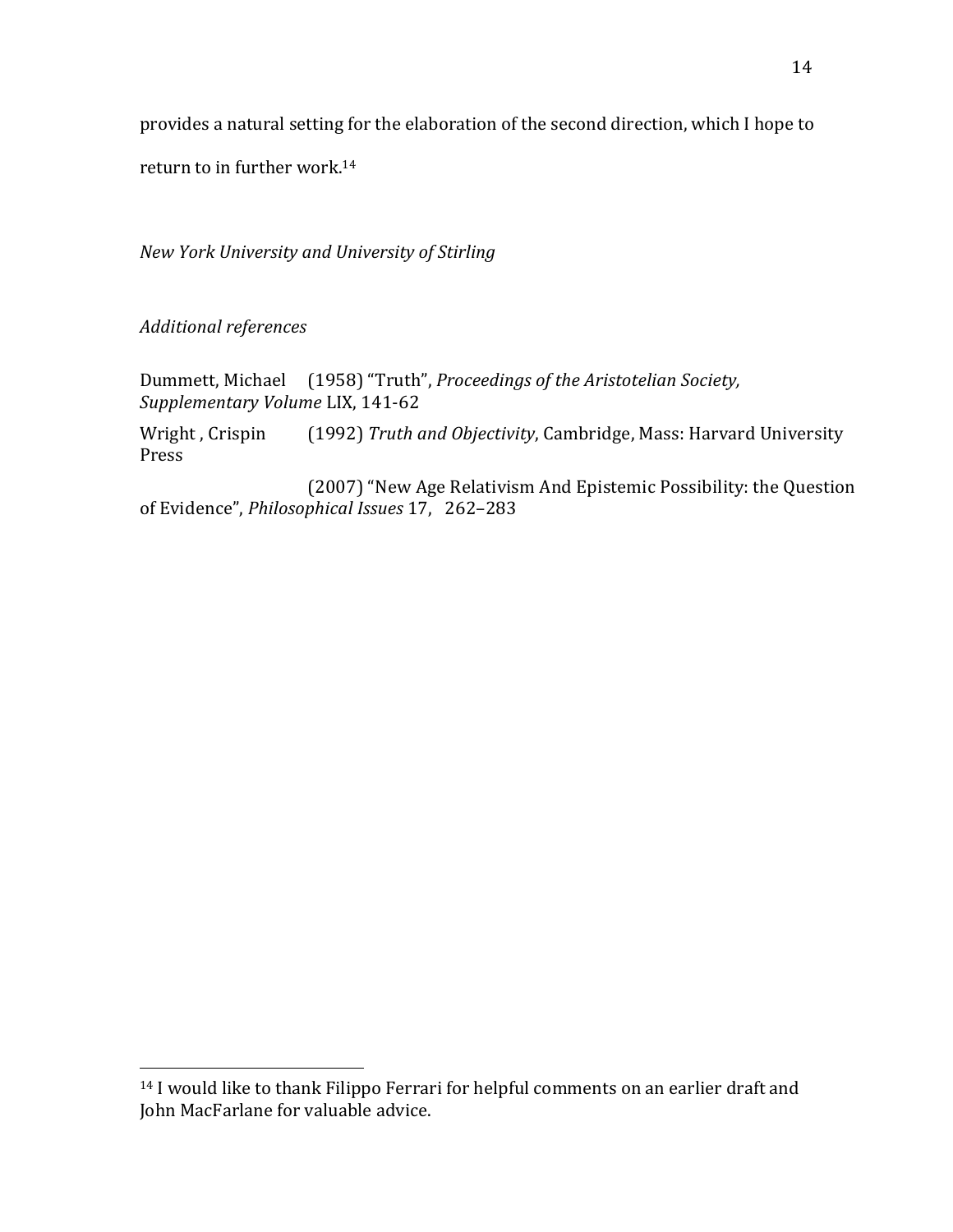provides a natural setting for the elaboration of the second direction, which I hope to return to in further work.[14]

*New York University and University of Stirling*

*Additional references*

Dummett, Michael (1958) "Truth", *Proceedings of the Aristotelian Society, Supplementary Volume* LIX, 141-62

Wright , Crispin (1992) *Truth and Objectivity*, Cambridge, Mass: Harvard University Press

(2007) "New Age Relativism And Epistemic Possibility: the Question of Evidence", *Philosophical Issues* 17, 262–283

---

[14] I would like to thank Filippo Ferrari for helpful comments on an earlier draft and John MacFarlane for valuable advice.